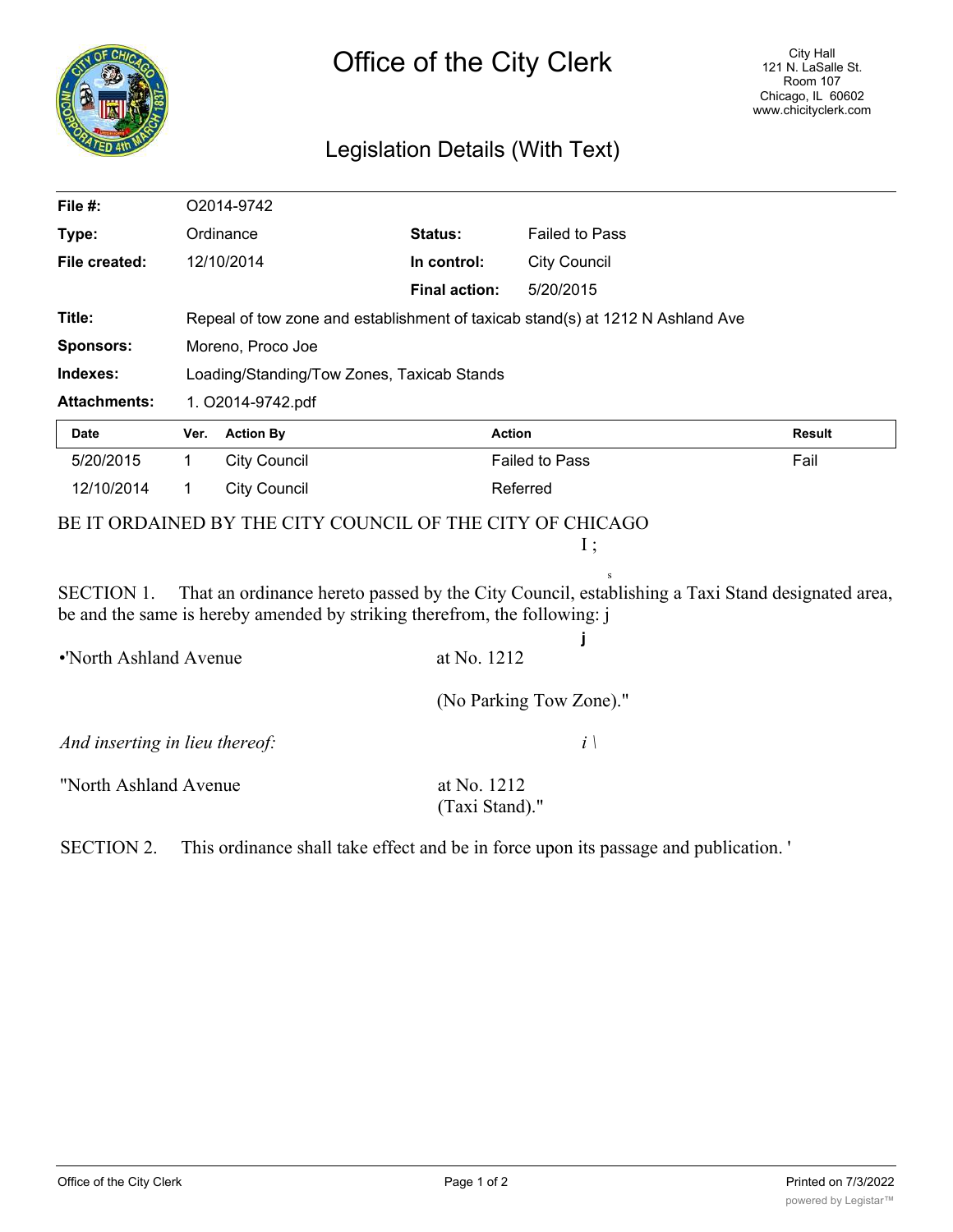# Office of the City Clerk

City Hall
121 N. LaSalle St.
Room 107
Chicago, IL 60602
www.chicityclerk.com

## Legislation Details (With Text)

| | | | |
|---|---|---|---|
| **File #:** | O2014-9742 | | |
| **Type:** | Ordinance | **Status:** | Failed to Pass |
| **File created:** | 12/10/2014 | **In control:** | City Council |
| | | **Final action:** | 5/20/2015 |
| **Title:** | Repeal of tow zone and establishment of taxicab stand(s) at 1212 N Ashland Ave | | |
| **Sponsors:** | Moreno, Proco Joe | | |
| **Indexes:** | Loading/Standing/Tow Zones, Taxicab Stands | | |
| **Attachments:** | 1. O2014-9742.pdf | | |

| Date | Ver. | Action By | Action | Result |
|---|---|---|---|---|
| 5/20/2015 | 1 | City Council | Failed to Pass | Fail |
| 12/10/2014 | 1 | City Council | Referred | |

BE IT ORDAINED BY THE CITY COUNCIL OF THE CITY OF CHICAGO

SECTION 1. That an ordinance hereto passed by the City Council, establishing a Taxi Stand designated area, be and the same is hereby amended by striking therefrom, the following:

"North Ashland Avenue at No. 1212
(No Parking Tow Zone)."

*And inserting in lieu thereof:*

"North Ashland Avenue at No. 1212
(Taxi Stand)."

SECTION 2. This ordinance shall take effect and be in force upon its passage and publication.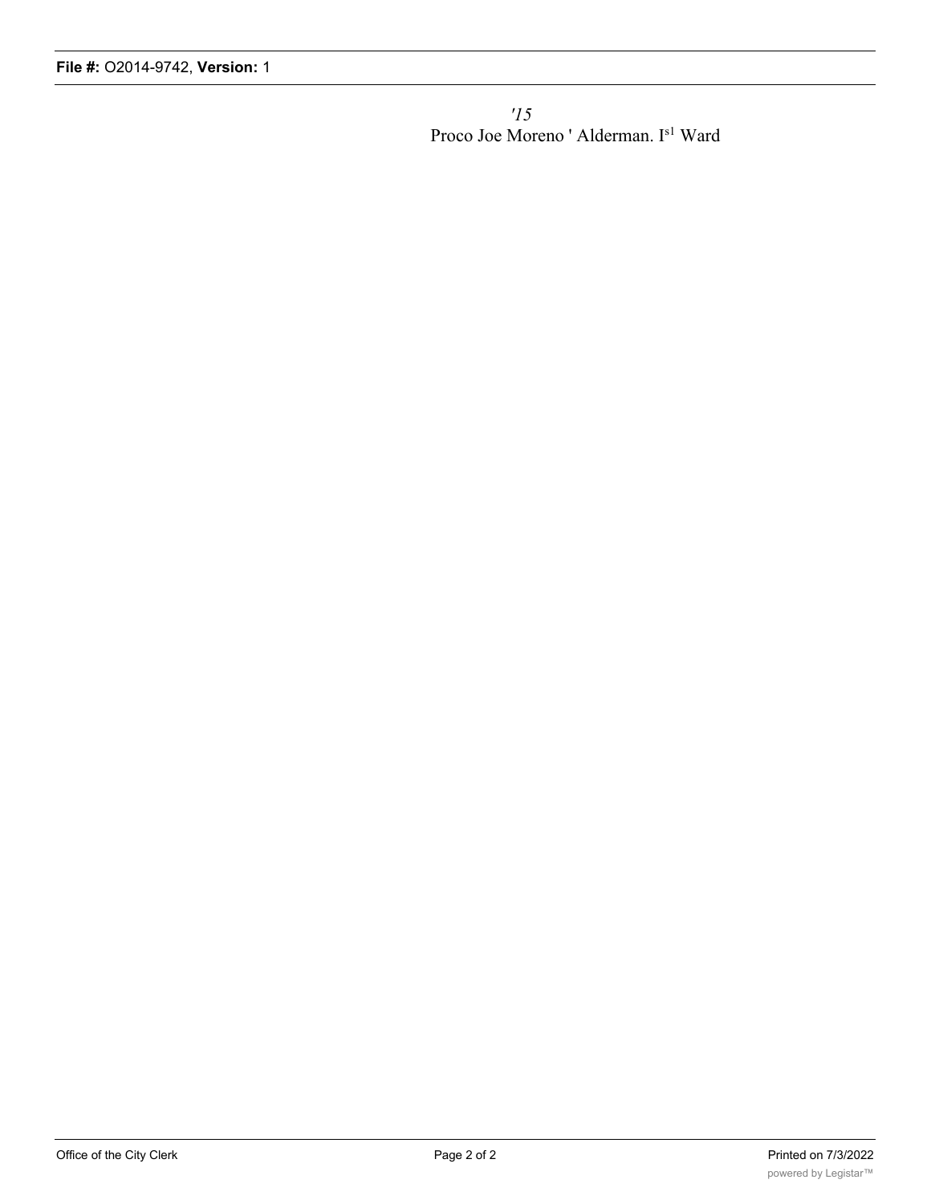*'15*

Proco Joe Moreno ' Alderman. I[s1] Ward